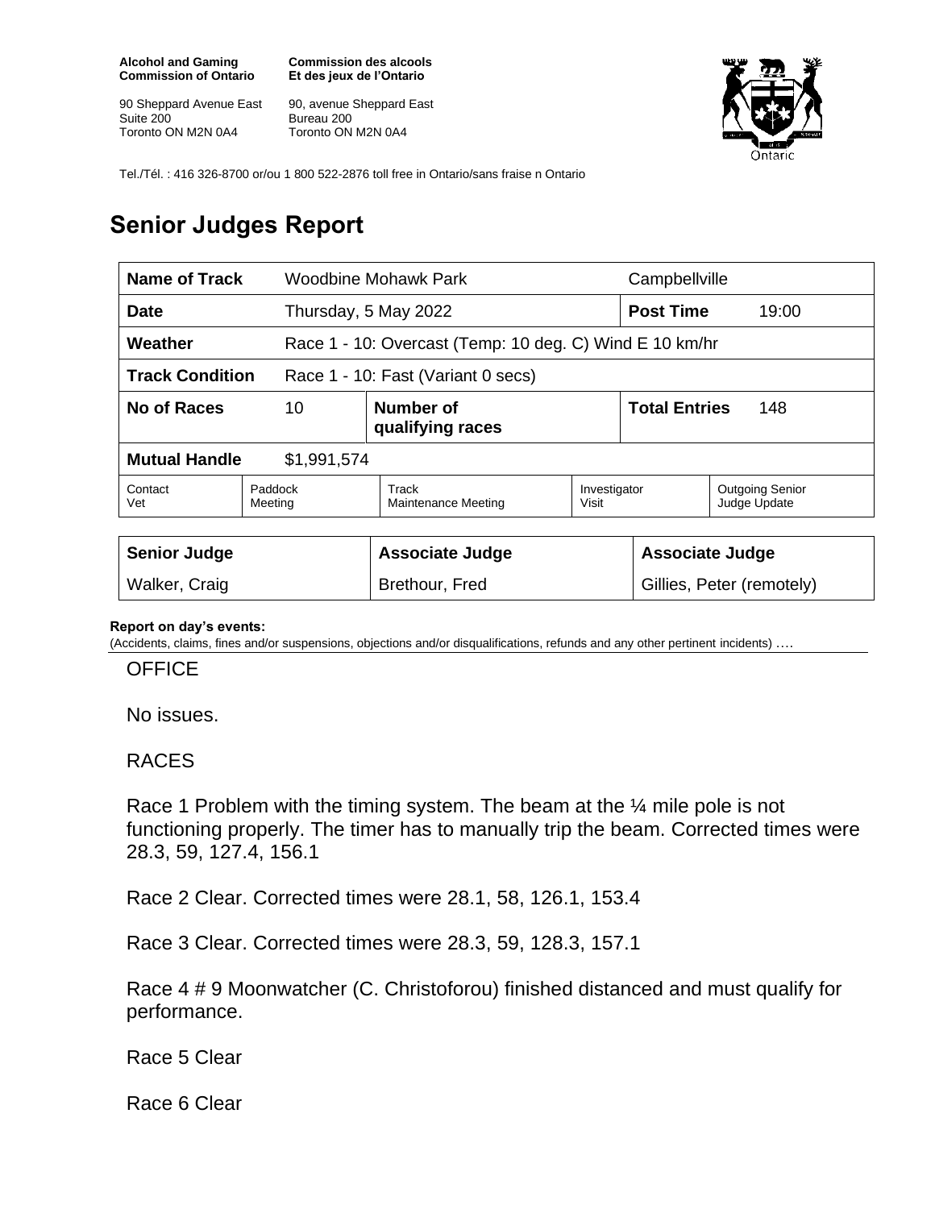**Alcohol and Gaming Commission of Ontario**

90 Sheppard Avenue East
Suite 200
Toronto ON M2N 0A4

**Commission des alcools Et des jeux de l'Ontario**

90, avenue Sheppard East
Bureau 200
Toronto ON M2N 0A4

Tel./Tél. : 416 326-8700 or/ou 1 800 522-2876 toll free in Ontario/sans fraise n Ontario

# Senior Judges Report

| **Name of Track** | Woodbine Mohawk Park | | | Campbellville | |
|---|---|---|---|---|---|
| **Date** | Thursday, 5 May 2022 | | | **Post Time** | 19:00 |
| **Weather** | Race 1 - 10: Overcast (Temp: 10 deg. C) Wind E 10 km/hr | | | | |
| **Track Condition** | Race 1 - 10: Fast (Variant 0 secs) | | | | |
| **No of Races** | 10 | **Number of qualifying races** | | **Total Entries** | 148 |
| **Mutual Handle** | $1,991,574 | | | | |
| Contact Vet | Paddock Meeting | Track Maintenance Meeting | Investigator Visit | Outgoing Senior Judge Update | |

| **Senior Judge** | **Associate Judge** | **Associate Judge** |
|---|---|---|
| Walker, Craig | Brethour, Fred | Gillies, Peter (remotely) |

**Report on day's events:**
(Accidents, claims, fines and/or suspensions, objections and/or disqualifications, refunds and any other pertinent incidents) ….

OFFICE

No issues.

RACES

Race 1 Problem with the timing system. The beam at the ¼ mile pole is not functioning properly. The timer has to manually trip the beam. Corrected times were 28.3, 59, 127.4, 156.1

Race 2 Clear. Corrected times were 28.1, 58, 126.1, 153.4

Race 3 Clear. Corrected times were 28.3, 59, 128.3, 157.1

Race 4 # 9 Moonwatcher (C. Christoforou) finished distanced and must qualify for performance.

Race 5 Clear

Race 6 Clear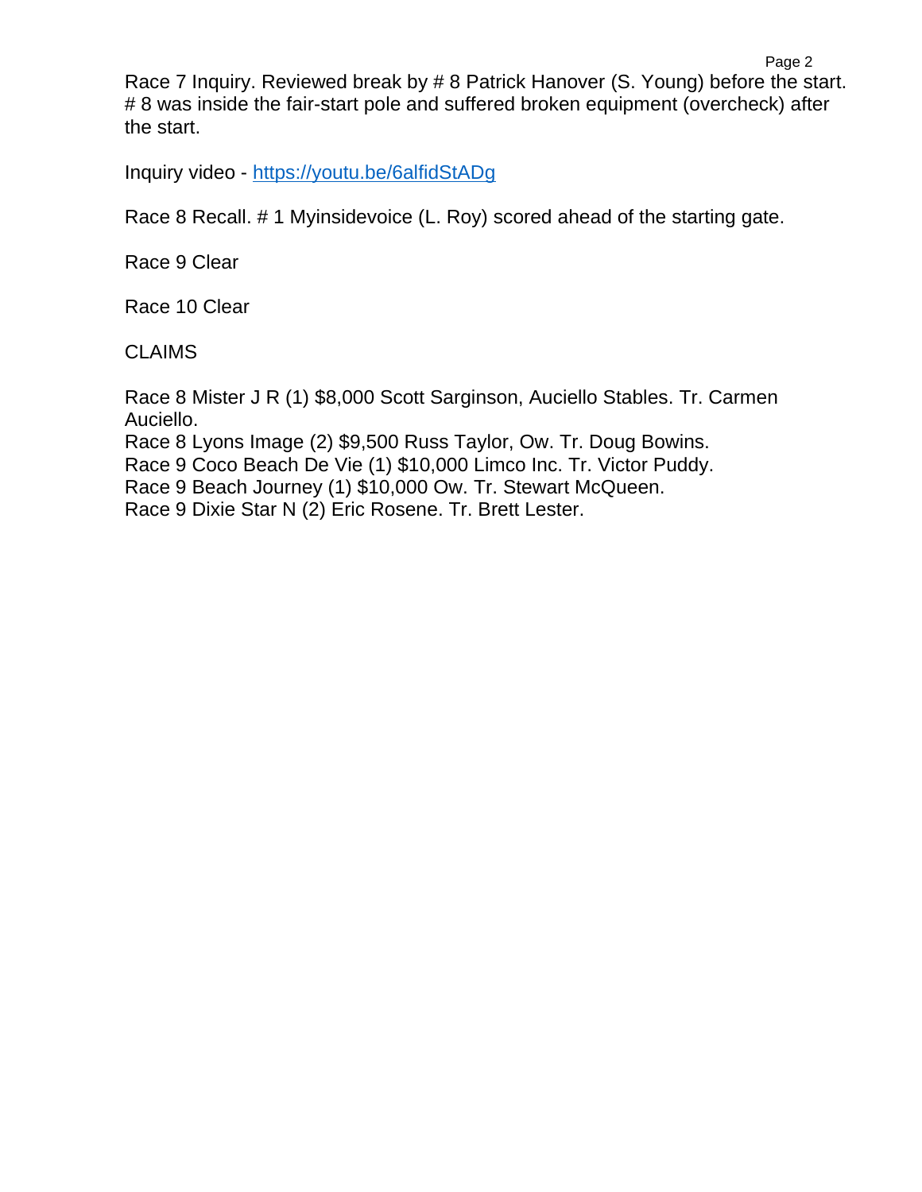Race 7 Inquiry. Reviewed break by # 8 Patrick Hanover (S. Young) before the start. # 8 was inside the fair-start pole and suffered broken equipment (overcheck) after the start.

Inquiry video - [https://youtu.be/6alfidStADg](https://youtu.be/6alfidStADg)

Race 8 Recall. # 1 Myinsidevoice (L. Roy) scored ahead of the starting gate.

Race 9 Clear

Race 10 Clear

CLAIMS

Race 8 Mister J R (1) $8,000 Scott Sarginson, Auciello Stables. Tr. Carmen Auciello.
Race 8 Lyons Image (2) $9,500 Russ Taylor, Ow. Tr. Doug Bowins.
Race 9 Coco Beach De Vie (1) $10,000 Limco Inc. Tr. Victor Puddy.
Race 9 Beach Journey (1) $10,000 Ow. Tr. Stewart McQueen.
Race 9 Dixie Star N (2) Eric Rosene. Tr. Brett Lester.